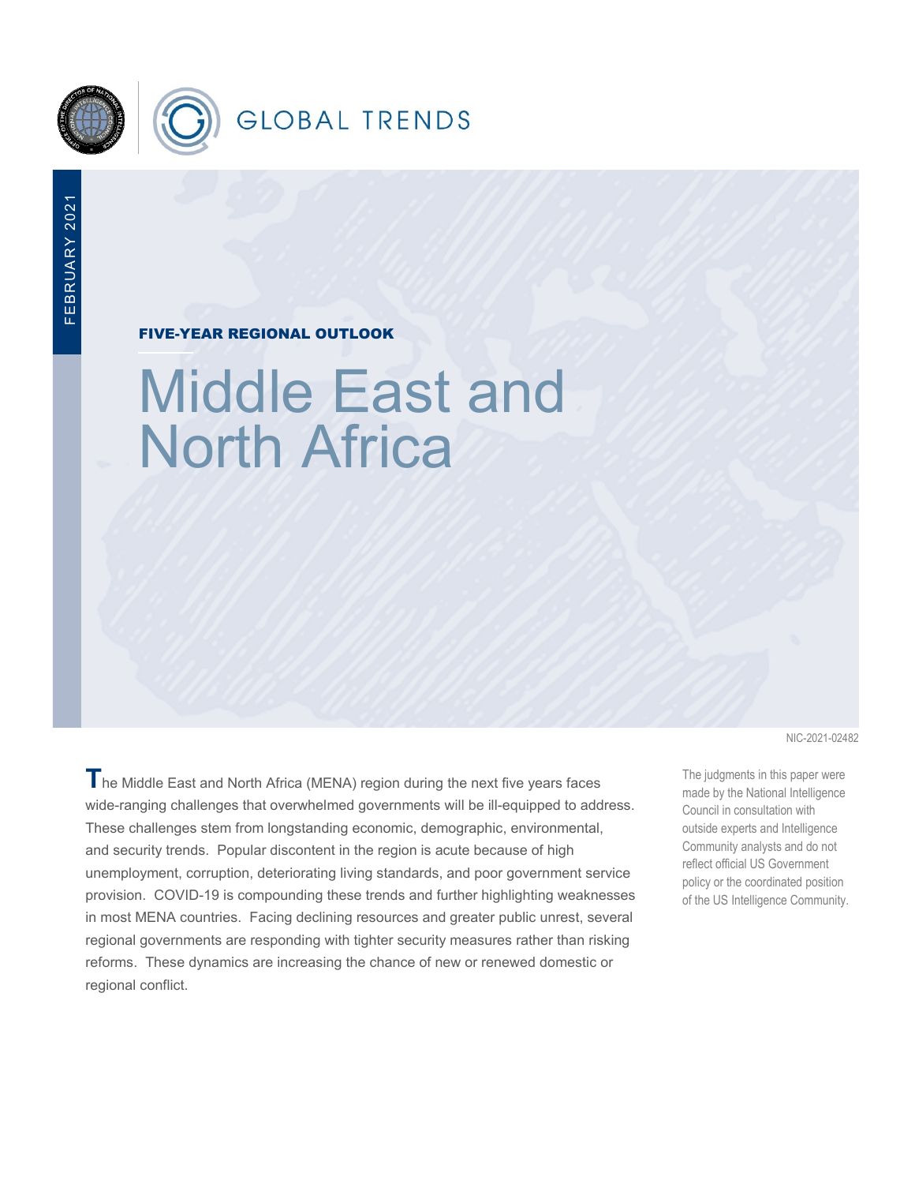GLOBAL TRENDS

FEBRUARY 2021

**FIVE-YEAR REGIONAL OUTLOOK**

# Middle East and North Africa

NIC-2021-02482

The Middle East and North Africa (MENA) region during the next five years faces wide-ranging challenges that overwhelmed governments will be ill-equipped to address. These challenges stem from longstanding economic, demographic, environmental, and security trends. Popular discontent in the region is acute because of high unemployment, corruption, deteriorating living standards, and poor government service provision. COVID-19 is compounding these trends and further highlighting weaknesses in most MENA countries. Facing declining resources and greater public unrest, several regional governments are responding with tighter security measures rather than risking reforms. These dynamics are increasing the chance of new or renewed domestic or regional conflict.

The judgments in this paper were made by the National Intelligence Council in consultation with outside experts and Intelligence Community analysts and do not reflect official US Government policy or the coordinated position of the US Intelligence Community.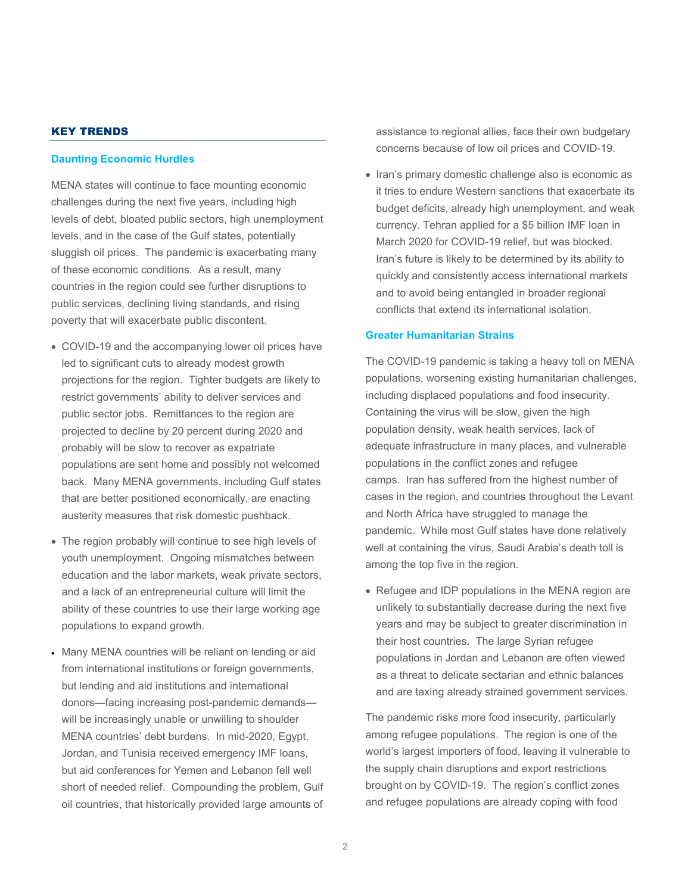## KEY TRENDS

### Daunting Economic Hurdles

MENA states will continue to face mounting economic challenges during the next five years, including high levels of debt, bloated public sectors, high unemployment levels, and in the case of the Gulf states, potentially sluggish oil prices. The pandemic is exacerbating many of these economic conditions. As a result, many countries in the region could see further disruptions to public services, declining living standards, and rising poverty that will exacerbate public discontent.

- COVID-19 and the accompanying lower oil prices have led to significant cuts to already modest growth projections for the region. Tighter budgets are likely to restrict governments' ability to deliver services and public sector jobs. Remittances to the region are projected to decline by 20 percent during 2020 and probably will be slow to recover as expatriate populations are sent home and possibly not welcomed back. Many MENA governments, including Gulf states that are better positioned economically, are enacting austerity measures that risk domestic pushback.
- The region probably will continue to see high levels of youth unemployment. Ongoing mismatches between education and the labor markets, weak private sectors, and a lack of an entrepreneurial culture will limit the ability of these countries to use their large working age populations to expand growth.
- Many MENA countries will be reliant on lending or aid from international institutions or foreign governments, but lending and aid institutions and international donors—facing increasing post-pandemic demands—will be increasingly unable or unwilling to shoulder MENA countries' debt burdens. In mid-2020, Egypt, Jordan, and Tunisia received emergency IMF loans, but aid conferences for Yemen and Lebanon fell well short of needed relief. Compounding the problem, Gulf oil countries, that historically provided large amounts of assistance to regional allies, face their own budgetary concerns because of low oil prices and COVID-19.
- Iran's primary domestic challenge also is economic as it tries to endure Western sanctions that exacerbate its budget deficits, already high unemployment, and weak currency. Tehran applied for a $5 billion IMF loan in March 2020 for COVID-19 relief, but was blocked. Iran's future is likely to be determined by its ability to quickly and consistently access international markets and to avoid being entangled in broader regional conflicts that extend its international isolation.

### Greater Humanitarian Strains

The COVID-19 pandemic is taking a heavy toll on MENA populations, worsening existing humanitarian challenges, including displaced populations and food insecurity. Containing the virus will be slow, given the high population density, weak health services, lack of adequate infrastructure in many places, and vulnerable populations in the conflict zones and refugee camps. Iran has suffered from the highest number of cases in the region, and countries throughout the Levant and North Africa have struggled to manage the pandemic. While most Gulf states have done relatively well at containing the virus, Saudi Arabia's death toll is among the top five in the region.

- Refugee and IDP populations in the MENA region are unlikely to substantially decrease during the next five years and may be subject to greater discrimination in their host countries**.** The large Syrian refugee populations in Jordan and Lebanon are often viewed as a threat to delicate sectarian and ethnic balances and are taxing already strained government services.

The pandemic risks more food insecurity, particularly among refugee populations. The region is one of the world's largest importers of food, leaving it vulnerable to the supply chain disruptions and export restrictions brought on by COVID-19. The region's conflict zones and refugee populations are already coping with food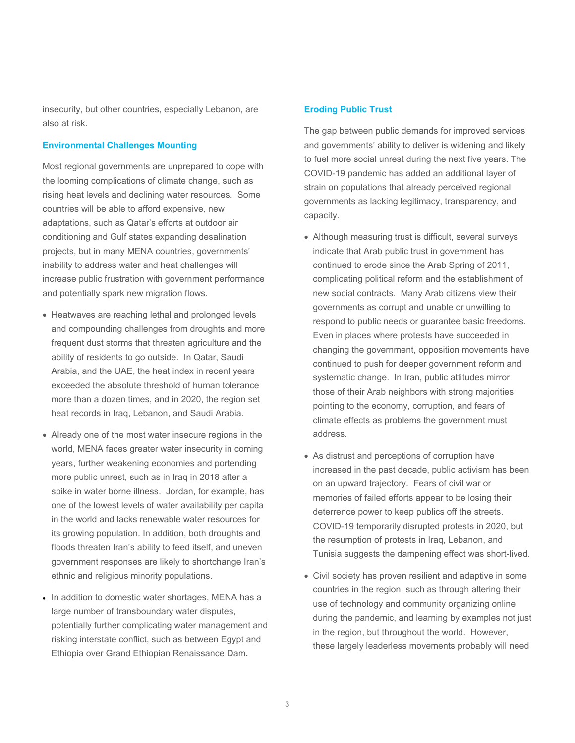insecurity, but other countries, especially Lebanon, are also at risk.

### Environmental Challenges Mounting

Most regional governments are unprepared to cope with the looming complications of climate change, such as rising heat levels and declining water resources. Some countries will be able to afford expensive, new adaptations, such as Qatar's efforts at outdoor air conditioning and Gulf states expanding desalination projects, but in many MENA countries, governments' inability to address water and heat challenges will increase public frustration with government performance and potentially spark new migration flows.

- Heatwaves are reaching lethal and prolonged levels and compounding challenges from droughts and more frequent dust storms that threaten agriculture and the ability of residents to go outside. In Qatar, Saudi Arabia, and the UAE, the heat index in recent years exceeded the absolute threshold of human tolerance more than a dozen times, and in 2020, the region set heat records in Iraq, Lebanon, and Saudi Arabia.

- Already one of the most water insecure regions in the world, MENA faces greater water insecurity in coming years, further weakening economies and portending more public unrest, such as in Iraq in 2018 after a spike in water borne illness. Jordan, for example, has one of the lowest levels of water availability per capita in the world and lacks renewable water resources for its growing population. In addition, both droughts and floods threaten Iran's ability to feed itself, and uneven government responses are likely to shortchange Iran's ethnic and religious minority populations.

- In addition to domestic water shortages, MENA has a large number of transboundary water disputes, potentially further complicating water management and risking interstate conflict, such as between Egypt and Ethiopia over Grand Ethiopian Renaissance Dam**.**

### Eroding Public Trust

The gap between public demands for improved services and governments' ability to deliver is widening and likely to fuel more social unrest during the next five years. The COVID-19 pandemic has added an additional layer of strain on populations that already perceived regional governments as lacking legitimacy, transparency, and capacity.

- Although measuring trust is difficult, several surveys indicate that Arab public trust in government has continued to erode since the Arab Spring of 2011, complicating political reform and the establishment of new social contracts. Many Arab citizens view their governments as corrupt and unable or unwilling to respond to public needs or guarantee basic freedoms. Even in places where protests have succeeded in changing the government, opposition movements have continued to push for deeper government reform and systematic change. In Iran, public attitudes mirror those of their Arab neighbors with strong majorities pointing to the economy, corruption, and fears of climate effects as problems the government must address.

- As distrust and perceptions of corruption have increased in the past decade, public activism has been on an upward trajectory. Fears of civil war or memories of failed efforts appear to be losing their deterrence power to keep publics off the streets. COVID-19 temporarily disrupted protests in 2020, but the resumption of protests in Iraq, Lebanon, and Tunisia suggests the dampening effect was short-lived.

- Civil society has proven resilient and adaptive in some countries in the region, such as through altering their use of technology and community organizing online during the pandemic, and learning by examples not just in the region, but throughout the world. However, these largely leaderless movements probably will need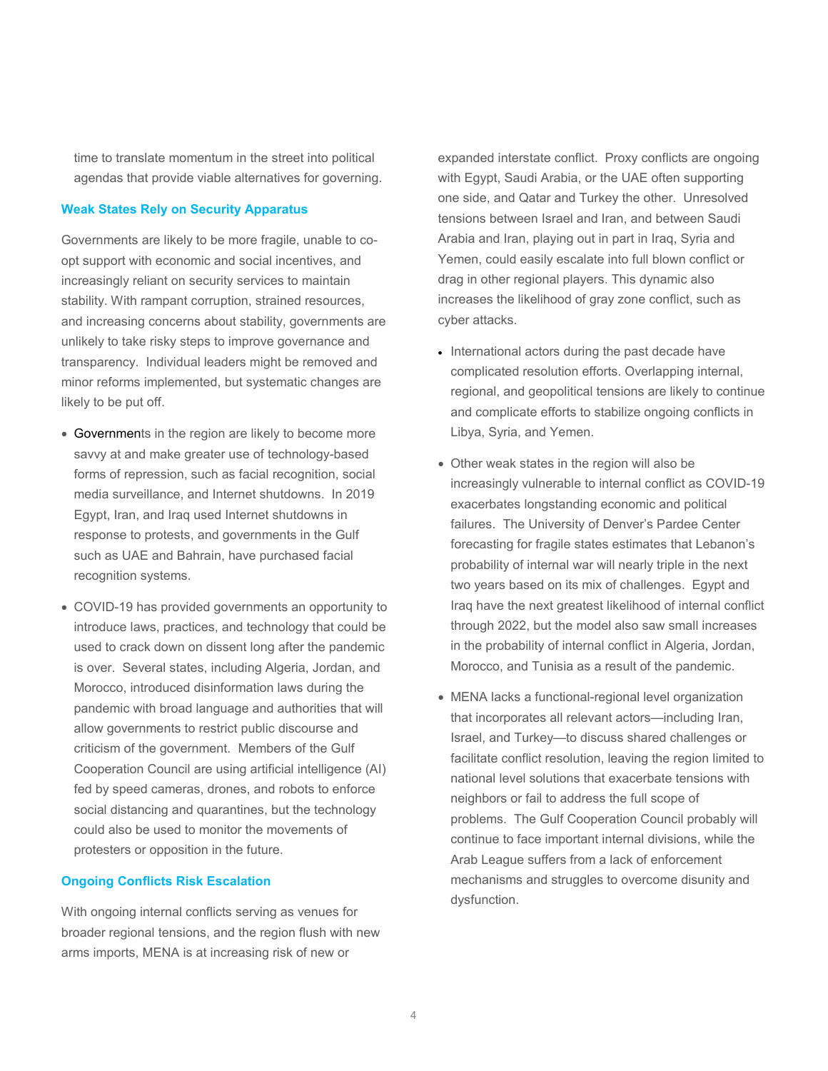time to translate momentum in the street into political agendas that provide viable alternatives for governing.

## Weak States Rely on Security Apparatus

Governments are likely to be more fragile, unable to co-opt support with economic and social incentives, and increasingly reliant on security services to maintain stability. With rampant corruption, strained resources, and increasing concerns about stability, governments are unlikely to take risky steps to improve governance and transparency. Individual leaders might be removed and minor reforms implemented, but systematic changes are likely to be put off.

- Governments in the region are likely to become more savvy at and make greater use of technology-based forms of repression, such as facial recognition, social media surveillance, and Internet shutdowns. In 2019 Egypt, Iran, and Iraq used Internet shutdowns in response to protests, and governments in the Gulf such as UAE and Bahrain, have purchased facial recognition systems.

- COVID-19 has provided governments an opportunity to introduce laws, practices, and technology that could be used to crack down on dissent long after the pandemic is over. Several states, including Algeria, Jordan, and Morocco, introduced disinformation laws during the pandemic with broad language and authorities that will allow governments to restrict public discourse and criticism of the government. Members of the Gulf Cooperation Council are using artificial intelligence (AI) fed by speed cameras, drones, and robots to enforce social distancing and quarantines, but the technology could also be used to monitor the movements of protesters or opposition in the future.

## Ongoing Conflicts Risk Escalation

With ongoing internal conflicts serving as venues for broader regional tensions, and the region flush with new arms imports, MENA is at increasing risk of new or expanded interstate conflict. Proxy conflicts are ongoing with Egypt, Saudi Arabia, or the UAE often supporting one side, and Qatar and Turkey the other. Unresolved tensions between Israel and Iran, and between Saudi Arabia and Iran, playing out in part in Iraq, Syria and Yemen, could easily escalate into full blown conflict or drag in other regional players. This dynamic also increases the likelihood of gray zone conflict, such as cyber attacks.

- International actors during the past decade have complicated resolution efforts. Overlapping internal, regional, and geopolitical tensions are likely to continue and complicate efforts to stabilize ongoing conflicts in Libya, Syria, and Yemen.

- Other weak states in the region will also be increasingly vulnerable to internal conflict as COVID-19 exacerbates longstanding economic and political failures. The University of Denver's Pardee Center forecasting for fragile states estimates that Lebanon's probability of internal war will nearly triple in the next two years based on its mix of challenges. Egypt and Iraq have the next greatest likelihood of internal conflict through 2022, but the model also saw small increases in the probability of internal conflict in Algeria, Jordan, Morocco, and Tunisia as a result of the pandemic.

- MENA lacks a functional-regional level organization that incorporates all relevant actors—including Iran, Israel, and Turkey—to discuss shared challenges or facilitate conflict resolution, leaving the region limited to national level solutions that exacerbate tensions with neighbors or fail to address the full scope of problems. The Gulf Cooperation Council probably will continue to face important internal divisions, while the Arab League suffers from a lack of enforcement mechanisms and struggles to overcome disunity and dysfunction.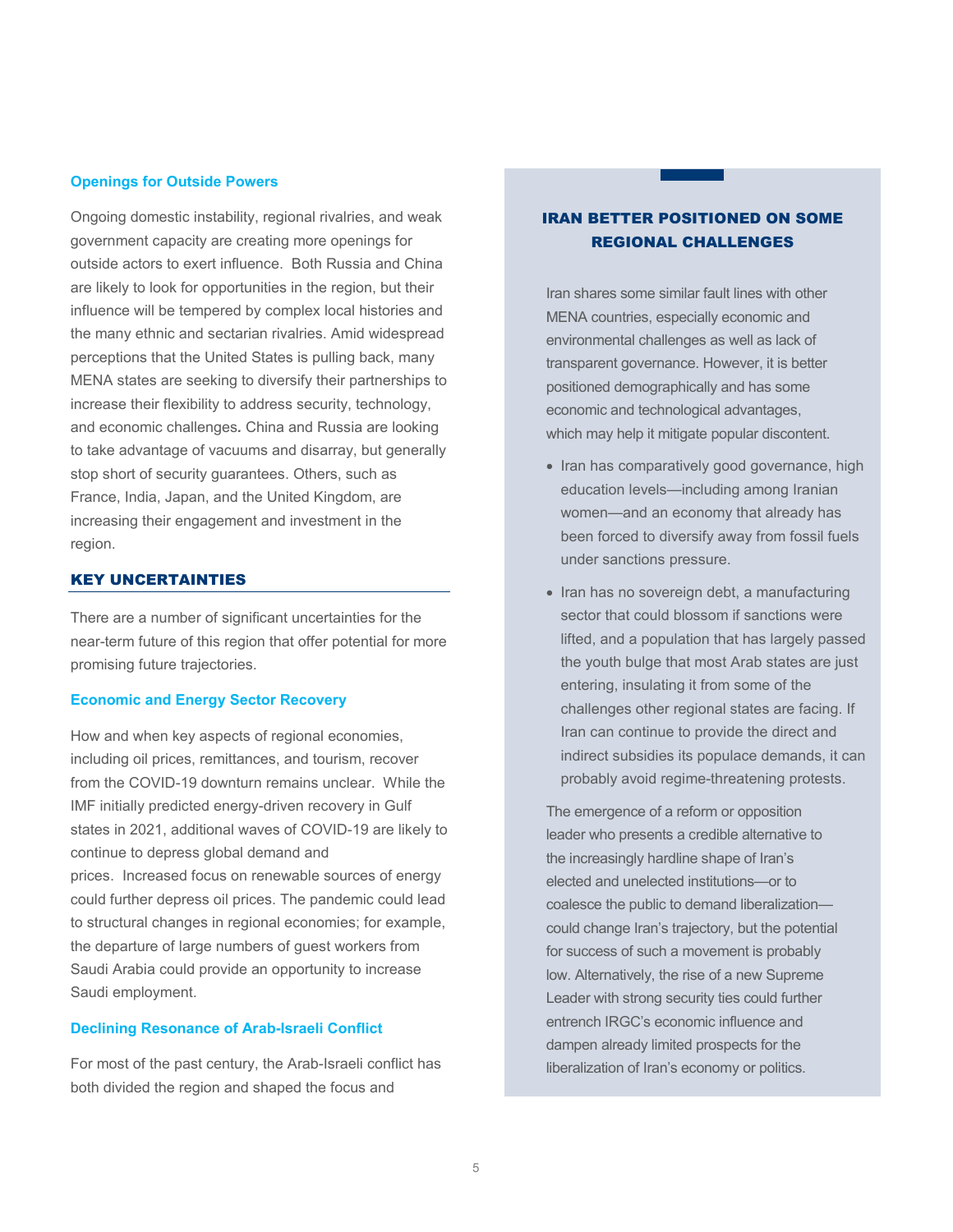### Openings for Outside Powers

Ongoing domestic instability, regional rivalries, and weak government capacity are creating more openings for outside actors to exert influence. Both Russia and China are likely to look for opportunities in the region, but their influence will be tempered by complex local histories and the many ethnic and sectarian rivalries. Amid widespread perceptions that the United States is pulling back, many MENA states are seeking to diversify their partnerships to increase their flexibility to address security, technology, and economic challenges**.** China and Russia are looking to take advantage of vacuums and disarray, but generally stop short of security guarantees. Others, such as France, India, Japan, and the United Kingdom, are increasing their engagement and investment in the region.

## KEY UNCERTAINTIES

There are a number of significant uncertainties for the near-term future of this region that offer potential for more promising future trajectories.

### Economic and Energy Sector Recovery

How and when key aspects of regional economies, including oil prices, remittances, and tourism, recover from the COVID-19 downturn remains unclear. While the IMF initially predicted energy-driven recovery in Gulf states in 2021, additional waves of COVID-19 are likely to continue to depress global demand and prices. Increased focus on renewable sources of energy could further depress oil prices. The pandemic could lead to structural changes in regional economies; for example, the departure of large numbers of guest workers from Saudi Arabia could provide an opportunity to increase Saudi employment.

### Declining Resonance of Arab-Israeli Conflict

For most of the past century, the Arab-Israeli conflict has both divided the region and shaped the focus and

## IRAN BETTER POSITIONED ON SOME REGIONAL CHALLENGES

Iran shares some similar fault lines with other MENA countries, especially economic and environmental challenges as well as lack of transparent governance. However, it is better positioned demographically and has some economic and technological advantages, which may help it mitigate popular discontent.

- Iran has comparatively good governance, high education levels—including among Iranian women—and an economy that already has been forced to diversify away from fossil fuels under sanctions pressure.
- Iran has no sovereign debt, a manufacturing sector that could blossom if sanctions were lifted, and a population that has largely passed the youth bulge that most Arab states are just entering, insulating it from some of the challenges other regional states are facing. If Iran can continue to provide the direct and indirect subsidies its populace demands, it can probably avoid regime-threatening protests.

The emergence of a reform or opposition leader who presents a credible alternative to the increasingly hardline shape of Iran's elected and unelected institutions—or to coalesce the public to demand liberalization—could change Iran's trajectory, but the potential for success of such a movement is probably low. Alternatively, the rise of a new Supreme Leader with strong security ties could further entrench IRGC's economic influence and dampen already limited prospects for the liberalization of Iran's economy or politics.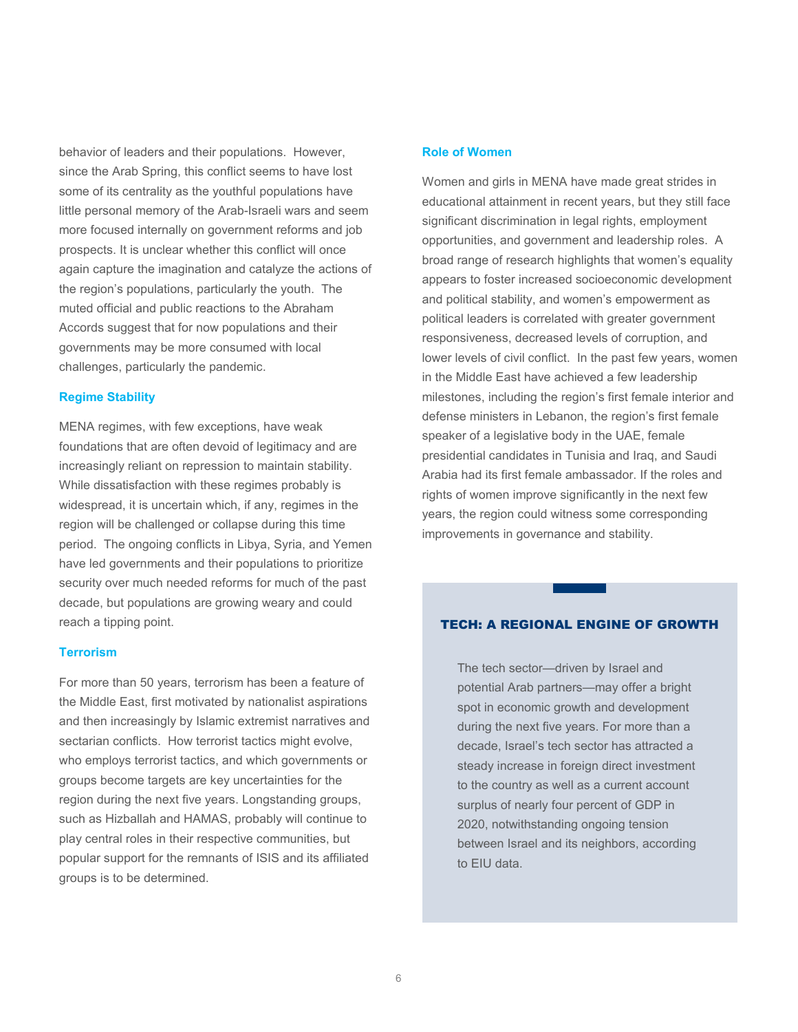behavior of leaders and their populations. However, since the Arab Spring, this conflict seems to have lost some of its centrality as the youthful populations have little personal memory of the Arab-Israeli wars and seem more focused internally on government reforms and job prospects. It is unclear whether this conflict will once again capture the imagination and catalyze the actions of the region's populations, particularly the youth. The muted official and public reactions to the Abraham Accords suggest that for now populations and their governments may be more consumed with local challenges, particularly the pandemic.

### Regime Stability

MENA regimes, with few exceptions, have weak foundations that are often devoid of legitimacy and are increasingly reliant on repression to maintain stability. While dissatisfaction with these regimes probably is widespread, it is uncertain which, if any, regimes in the region will be challenged or collapse during this time period. The ongoing conflicts in Libya, Syria, and Yemen have led governments and their populations to prioritize security over much needed reforms for much of the past decade, but populations are growing weary and could reach a tipping point.

### Terrorism

For more than 50 years, terrorism has been a feature of the Middle East, first motivated by nationalist aspirations and then increasingly by Islamic extremist narratives and sectarian conflicts. How terrorist tactics might evolve, who employs terrorist tactics, and which governments or groups become targets are key uncertainties for the region during the next five years. Longstanding groups, such as Hizballah and HAMAS, probably will continue to play central roles in their respective communities, but popular support for the remnants of ISIS and its affiliated groups is to be determined.

### Role of Women

Women and girls in MENA have made great strides in educational attainment in recent years, but they still face significant discrimination in legal rights, employment opportunities, and government and leadership roles. A broad range of research highlights that women's equality appears to foster increased socioeconomic development and political stability, and women's empowerment as political leaders is correlated with greater government responsiveness, decreased levels of corruption, and lower levels of civil conflict. In the past few years, women in the Middle East have achieved a few leadership milestones, including the region's first female interior and defense ministers in Lebanon, the region's first female speaker of a legislative body in the UAE, female presidential candidates in Tunisia and Iraq, and Saudi Arabia had its first female ambassador. If the roles and rights of women improve significantly in the next few years, the region could witness some corresponding improvements in governance and stability.

### TECH: A REGIONAL ENGINE OF GROWTH

The tech sector—driven by Israel and potential Arab partners—may offer a bright spot in economic growth and development during the next five years. For more than a decade, Israel's tech sector has attracted a steady increase in foreign direct investment to the country as well as a current account surplus of nearly four percent of GDP in 2020, notwithstanding ongoing tension between Israel and its neighbors, according to EIU data.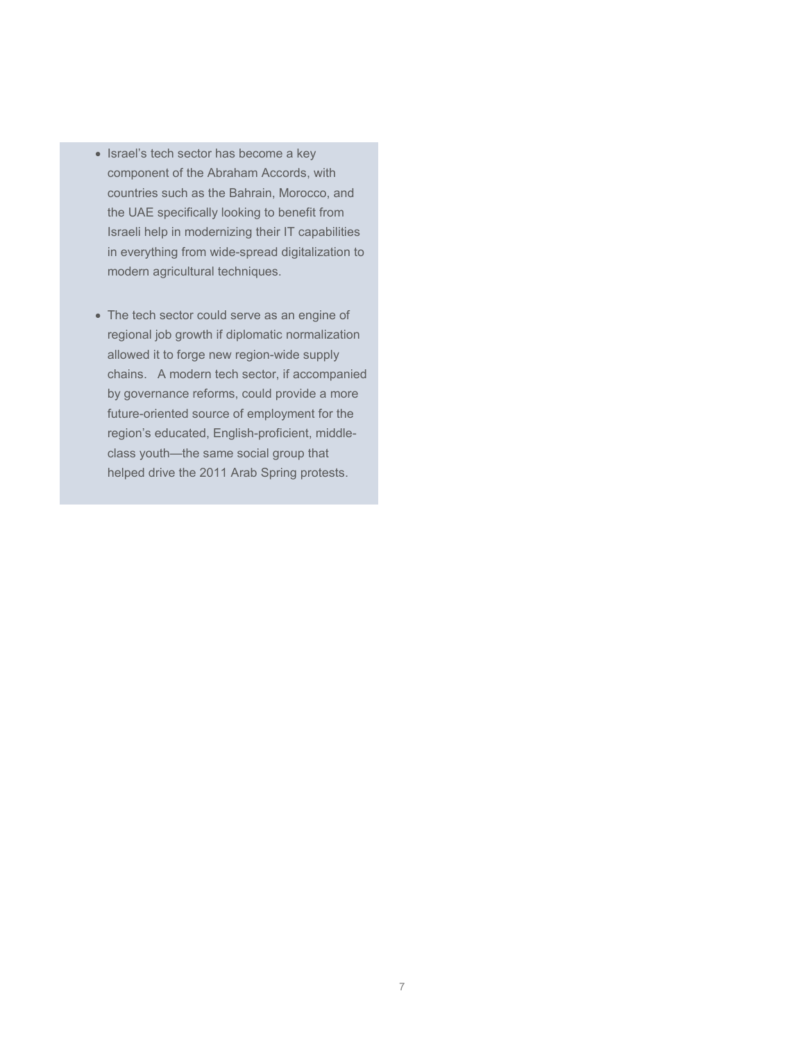- Israel's tech sector has become a key component of the Abraham Accords, with countries such as the Bahrain, Morocco, and the UAE specifically looking to benefit from Israeli help in modernizing their IT capabilities in everything from wide-spread digitalization to modern agricultural techniques.

- The tech sector could serve as an engine of regional job growth if diplomatic normalization allowed it to forge new region-wide supply chains. A modern tech sector, if accompanied by governance reforms, could provide a more future-oriented source of employment for the region's educated, English-proficient, middle-class youth—the same social group that helped drive the 2011 Arab Spring protests.